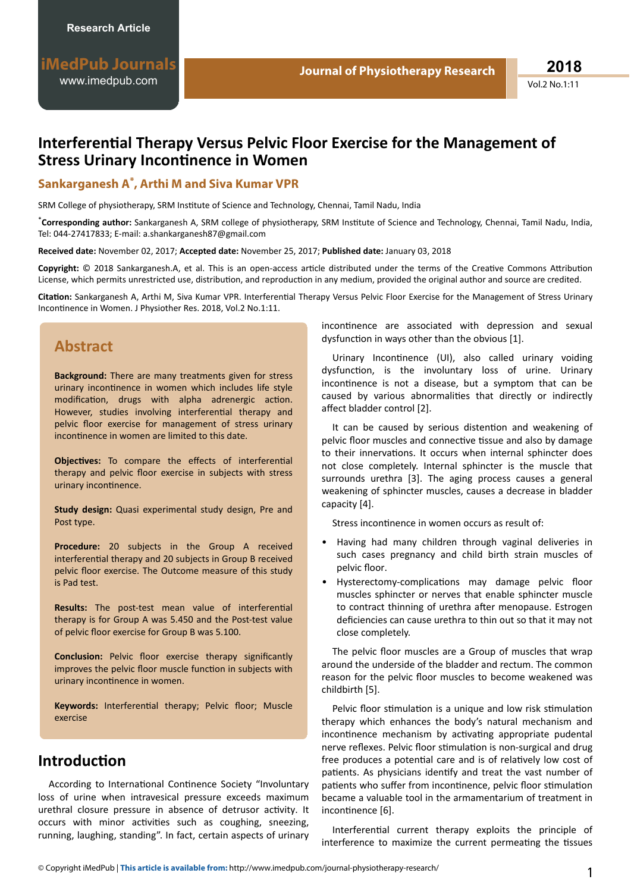Research Article

# Interferential Therapy Versus Pelvic Floor Exercise for the Management of Stress Urinary Incontinence in Women

**Sankarganesh A\*, Arthi M and Siva Kumar VPR**

SRM College of physiotherapy, SRM Institute of Science and Technology, Chennai, Tamil Nadu, India

\***Corresponding author:** Sankarganesh A, SRM college of physiotherapy, SRM Institute of Science and Technology, Chennai, Tamil Nadu, India, Tel: 044-27417833; E-mail: a.shankarganesh87@gmail.com

**Received date:** November 02, 2017; **Accepted date:** November 25, 2017; **Published date:** January 03, 2018

**Copyright:** © 2018 Sankarganesh.A, et al. This is an open-access article distributed under the terms of the Creative Commons Attribution License, which permits unrestricted use, distribution, and reproduction in any medium, provided the original author and source are credited.

**Citation:** Sankarganesh A, Arthi M, Siva Kumar VPR. Interferential Therapy Versus Pelvic Floor Exercise for the Management of Stress Urinary Incontinence in Women. J Physiother Res. 2018, Vol.2 No.1:11.

## Abstract

**Background:** There are many treatments given for stress urinary incontinence in women which includes life style modification, drugs with alpha adrenergic action. However, studies involving interferential therapy and pelvic floor exercise for management of stress urinary incontinence in women are limited to this date.

**Objectives:** To compare the effects of interferential therapy and pelvic floor exercise in subjects with stress urinary incontinence.

**Study design:** Quasi experimental study design, Pre and Post type.

**Procedure:** 20 subjects in the Group A received interferential therapy and 20 subjects in Group B received pelvic floor exercise. The Outcome measure of this study is Pad test.

**Results:** The post-test mean value of interferential therapy is for Group A was 5.450 and the Post-test value of pelvic floor exercise for Group B was 5.100.

**Conclusion:** Pelvic floor exercise therapy significantly improves the pelvic floor muscle function in subjects with urinary incontinence in women.

**Keywords:** Interferential therapy; Pelvic floor; Muscle exercise

## Introduction

According to International Continence Society "Involuntary loss of urine when intravesical pressure exceeds maximum urethral closure pressure in absence of detrusor activity. It occurs with minor activities such as coughing, sneezing, running, laughing, standing". In fact, certain aspects of urinary incontinence are associated with depression and sexual dysfunction in ways other than the obvious [1].

Urinary Incontinence (UI), also called urinary voiding dysfunction, is the involuntary loss of urine. Urinary incontinence is not a disease, but a symptom that can be caused by various abnormalities that directly or indirectly affect bladder control [2].

It can be caused by serious distention and weakening of pelvic floor muscles and connective tissue and also by damage to their innervations. It occurs when internal sphincter does not close completely. Internal sphincter is the muscle that surrounds urethra [3]. The aging process causes a general weakening of sphincter muscles, causes a decrease in bladder capacity [4].

Stress incontinence in women occurs as result of:

- Having had many children through vaginal deliveries in such cases pregnancy and child birth strain muscles of pelvic floor.
- Hysterectomy-complications may damage pelvic floor muscles sphincter or nerves that enable sphincter muscle to contract thinning of urethra after menopause. Estrogen deficiencies can cause urethra to thin out so that it may not close completely.

The pelvic floor muscles are a Group of muscles that wrap around the underside of the bladder and rectum. The common reason for the pelvic floor muscles to become weakened was childbirth [5].

Pelvic floor stimulation is a unique and low risk stimulation therapy which enhances the body's natural mechanism and incontinence mechanism by activating appropriate pudental nerve reflexes. Pelvic floor stimulation is non-surgical and drug free produces a potential care and is of relatively low cost of patients. As physicians identify and treat the vast number of patients who suffer from incontinence, pelvic floor stimulation became a valuable tool in the armamentarium of treatment in incontinence [6].

Interferential current therapy exploits the principle of interference to maximize the current permeating the tissues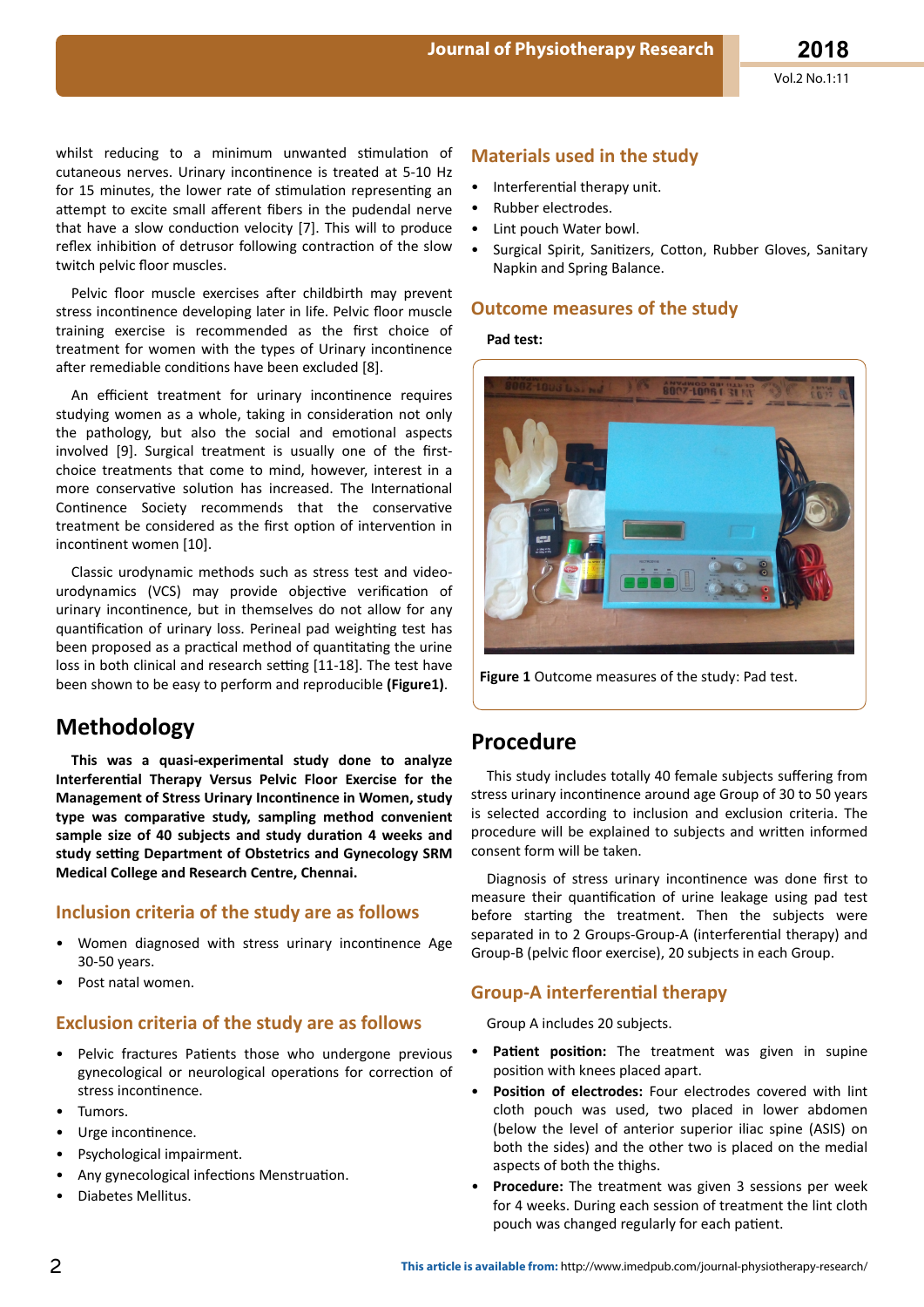whilst reducing to a minimum unwanted stimulation of cutaneous nerves. Urinary incontinence is treated at 5-10 Hz for 15 minutes, the lower rate of stimulation representing an attempt to excite small afferent fibers in the pudendal nerve that have a slow conduction velocity [7]. This will to produce reflex inhibition of detrusor following contraction of the slow twitch pelvic floor muscles.

Pelvic floor muscle exercises after childbirth may prevent stress incontinence developing later in life. Pelvic floor muscle training exercise is recommended as the first choice of treatment for women with the types of Urinary incontinence after remediable conditions have been excluded [8].

An efficient treatment for urinary incontinence requires studying women as a whole, taking in consideration not only the pathology, but also the social and emotional aspects involved [9]. Surgical treatment is usually one of the first-choice treatments that come to mind, however, interest in a more conservative solution has increased. The International Continence Society recommends that the conservative treatment be considered as the first option of intervention in incontinent women [10].

Classic urodynamic methods such as stress test and video-urodynamics (VCS) may provide objective verification of urinary incontinence, but in themselves do not allow for any quantification of urinary loss. Perineal pad weighting test has been proposed as a practical method of quantitating the urine loss in both clinical and research setting [11-18]. The test have been shown to be easy to perform and reproducible **(Figure1)**.

# Methodology

**This was a quasi-experimental study done to analyze Interferential Therapy Versus Pelvic Floor Exercise for the Management of Stress Urinary Incontinence in Women, study type was comparative study, sampling method convenient sample size of 40 subjects and study duration 4 weeks and study setting Department of Obstetrics and Gynecology SRM Medical College and Research Centre, Chennai.**

## Inclusion criteria of the study are as follows

- Women diagnosed with stress urinary incontinence Age 30-50 years.
- Post natal women.

## Exclusion criteria of the study are as follows

- Pelvic fractures Patients those who undergone previous gynecological or neurological operations for correction of stress incontinence.
- Tumors.
- Urge incontinence.
- Psychological impairment.
- Any gynecological infections Menstruation.
- Diabetes Mellitus.

## Materials used in the study

- Interferential therapy unit.
- Rubber electrodes.
- Lint pouch Water bowl.
- Surgical Spirit, Sanitizers, Cotton, Rubber Gloves, Sanitary Napkin and Spring Balance.

## Outcome measures of the study

**Pad test:**

**Figure 1** Outcome measures of the study: Pad test.

# Procedure

This study includes totally 40 female subjects suffering from stress urinary incontinence around age Group of 30 to 50 years is selected according to inclusion and exclusion criteria. The procedure will be explained to subjects and written informed consent form will be taken.

Diagnosis of stress urinary incontinence was done first to measure their quantification of urine leakage using pad test before starting the treatment. Then the subjects were separated in to 2 Groups-Group-A (interferential therapy) and Group-B (pelvic floor exercise), 20 subjects in each Group.

## Group-A interferential therapy

Group A includes 20 subjects.

- **Patient position:** The treatment was given in supine position with knees placed apart.
- **Position of electrodes:** Four electrodes covered with lint cloth pouch was used, two placed in lower abdomen (below the level of anterior superior iliac spine (ASIS) on both the sides) and the other two is placed on the medial aspects of both the thighs.
- **Procedure:** The treatment was given 3 sessions per week for 4 weeks. During each session of treatment the lint cloth pouch was changed regularly for each patient.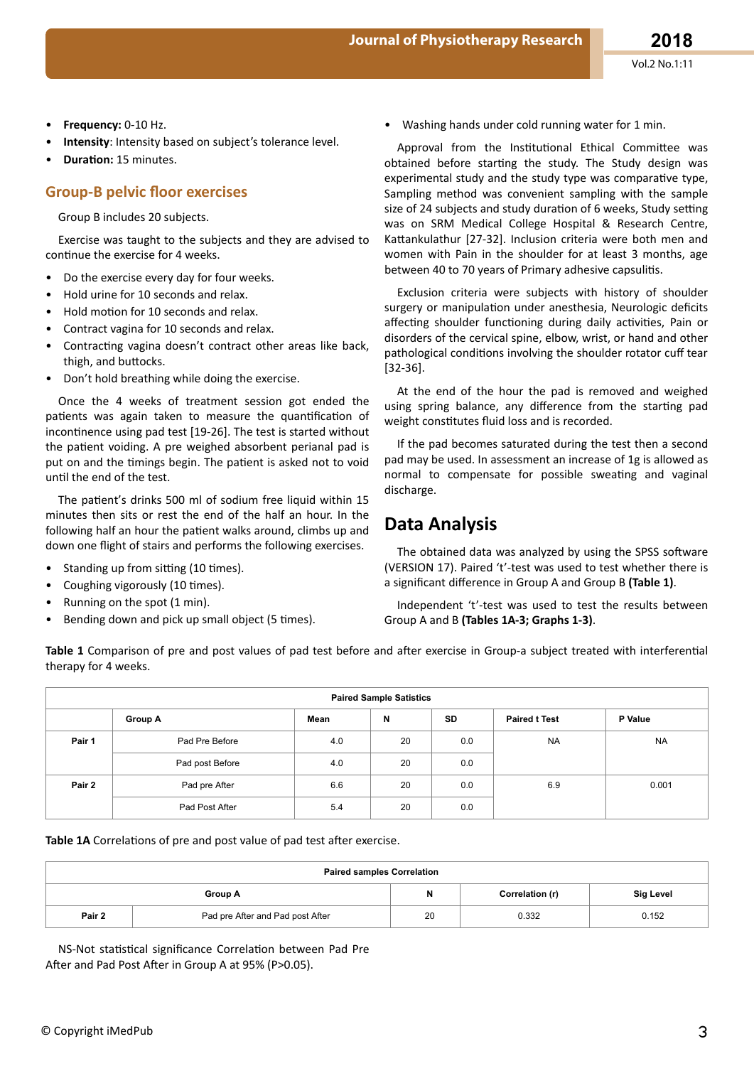- **Frequency:** 0-10 Hz.
- **Intensity**: Intensity based on subject's tolerance level.
- **Duration:** 15 minutes.

## Group-B pelvic floor exercises

Group B includes 20 subjects.

Exercise was taught to the subjects and they are advised to continue the exercise for 4 weeks.

- Do the exercise every day for four weeks.
- Hold urine for 10 seconds and relax.
- Hold motion for 10 seconds and relax.
- Contract vagina for 10 seconds and relax.
- Contracting vagina doesn't contract other areas like back, thigh, and buttocks.
- Don't hold breathing while doing the exercise.

Once the 4 weeks of treatment session got ended the patients was again taken to measure the quantification of incontinence using pad test [19-26]. The test is started without the patient voiding. A pre weighed absorbent perianal pad is put on and the timings begin. The patient is asked not to void until the end of the test.

The patient's drinks 500 ml of sodium free liquid within 15 minutes then sits or rest the end of the half an hour. In the following half an hour the patient walks around, climbs up and down one flight of stairs and performs the following exercises.

- Standing up from sitting (10 times).
- Coughing vigorously (10 times).
- Running on the spot (1 min).
- Bending down and pick up small object (5 times).
- Washing hands under cold running water for 1 min.

Approval from the Institutional Ethical Committee was obtained before starting the study. The Study design was experimental study and the study type was comparative type, Sampling method was convenient sampling with the sample size of 24 subjects and study duration of 6 weeks, Study setting was on SRM Medical College Hospital & Research Centre, Kattankulathur [27-32]. Inclusion criteria were both men and women with Pain in the shoulder for at least 3 months, age between 40 to 70 years of Primary adhesive capsulitis.

Exclusion criteria were subjects with history of shoulder surgery or manipulation under anesthesia, Neurologic deficits affecting shoulder functioning during daily activities, Pain or disorders of the cervical spine, elbow, wrist, or hand and other pathological conditions involving the shoulder rotator cuff tear [32-36].

At the end of the hour the pad is removed and weighed using spring balance, any difference from the starting pad weight constitutes fluid loss and is recorded.

If the pad becomes saturated during the test then a second pad may be used. In assessment an increase of 1g is allowed as normal to compensate for possible sweating and vaginal discharge.

# Data Analysis

The obtained data was analyzed by using the SPSS software (VERSION 17). Paired 't'-test was used to test whether there is a significant difference in Group A and Group B **(Table 1)**.

Independent 't'-test was used to test the results between Group A and B **(Tables 1A-3; Graphs 1-3)**.

**Table 1** Comparison of pre and post values of pad test before and after exercise in Group-a subject treated with interferential therapy for 4 weeks.

| Paired Sample Satistics | | | | | | |
|---|---|---|---|---|---|---|
| | **Group A** | **Mean** | **N** | **SD** | **Paired t Test** | **P Value** |
| **Pair 1** | Pad Pre Before | 4.0 | 20 | 0.0 | NA | NA |
| | Pad post Before | 4.0 | 20 | 0.0 | | |
| **Pair 2** | Pad pre After | 6.6 | 20 | 0.0 | 6.9 | 0.001 |
| | Pad Post After | 5.4 | 20 | 0.0 | | |

**Table 1A** Correlations of pre and post value of pad test after exercise.

| Paired samples Correlation | | | | |
|---|---|---|---|---|
| **Group A** | | **N** | **Correlation (r)** | **Sig Level** |
| **Pair 2** | Pad pre After and Pad post After | 20 | 0.332 | 0.152 |

NS-Not statistical significance Correlation between Pad Pre After and Pad Post After in Group A at 95% ($P>0.05$).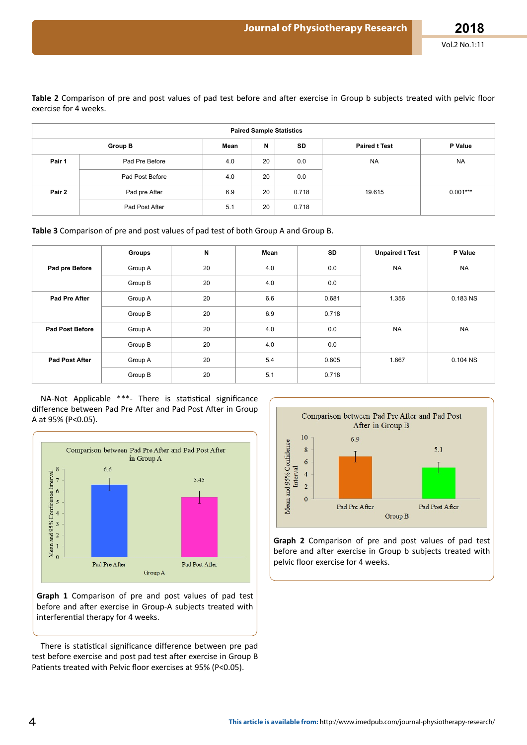**Table 2** Comparison of pre and post values of pad test before and after exercise in Group b subjects treated with pelvic floor exercise for 4 weeks.

| Paired Sample Statistics | | | | | | | |
|---|---|---|---|---|---|---|---|
| Group B | | Mean | N | SD | Paired t Test | P Value |
| Pair 1 | Pad Pre Before | 4.0 | 20 | 0.0 | NA | NA |
| | Pad Post Before | 4.0 | 20 | 0.0 | | |
| Pair 2 | Pad pre After | 6.9 | 20 | 0.718 | 19.615 | 0.001*** |
| | Pad Post After | 5.1 | 20 | 0.718 | | |

**Table 3** Comparison of pre and post values of pad test of both Group A and Group B.

| | Groups | N | Mean | SD | Unpaired t Test | P Value |
|---|---|---|---|---|---|---|
| Pad pre Before | Group A | 20 | 4.0 | 0.0 | NA | NA |
| | Group B | 20 | 4.0 | 0.0 | | |
| Pad Pre After | Group A | 20 | 6.6 | 0.681 | 1.356 | 0.183 NS |
| | Group B | 20 | 6.9 | 0.718 | | |
| Pad Post Before | Group A | 20 | 4.0 | 0.0 | NA | NA |
| | Group B | 20 | 4.0 | 0.0 | | |
| Pad Post After | Group A | 20 | 5.4 | 0.605 | 1.667 | 0.104 NS |
| | Group B | 20 | 5.1 | 0.718 | | |

NA-Not Applicable ***- There is statistical significance difference between Pad Pre After and Pad Post After in Group A at 95% (P<0.05).

**Graph 1** Comparison of pre and post values of pad test before and after exercise in Group-A subjects treated with interferential therapy for 4 weeks.

There is statistical significance difference between pre pad test before exercise and post pad test after exercise in Group B Patients treated with Pelvic floor exercises at 95% (P<0.05).

**Graph 2** Comparison of pre and post values of pad test before and after exercise in Group b subjects treated with pelvic floor exercise for 4 weeks.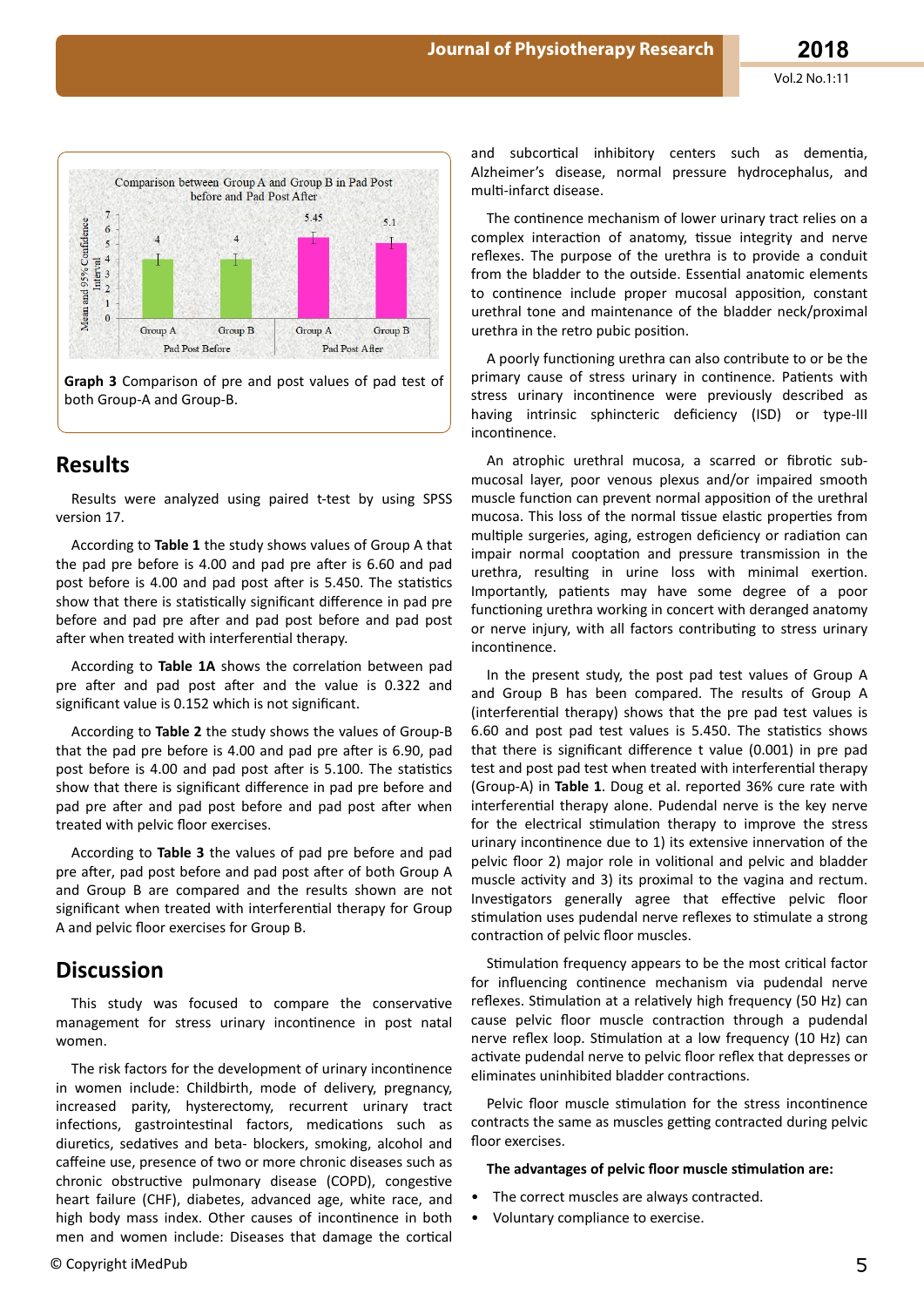Graph 3 Comparison of pre and post values of pad test of both Group-A and Group-B.

## Results

Results were analyzed using paired t-test by using SPSS version 17.

According to **Table 1** the study shows values of Group A that the pad pre before is 4.00 and pad pre after is 6.60 and pad post before is 4.00 and pad post after is 5.450. The statistics show that there is statistically significant difference in pad pre before and pad pre after and pad post before and pad post after when treated with interferential therapy.

According to **Table 1A** shows the correlation between pad pre after and pad post after and the value is 0.322 and significant value is 0.152 which is not significant.

According to **Table 2** the study shows the values of Group-B that the pad pre before is 4.00 and pad pre after is 6.90, pad post before is 4.00 and pad post after is 5.100. The statistics show that there is significant difference in pad pre before and pad pre after and pad post before and pad post after when treated with pelvic floor exercises.

According to **Table 3** the values of pad pre before and pad pre after, pad post before and pad post after of both Group A and Group B are compared and the results shown are not significant when treated with interferential therapy for Group A and pelvic floor exercises for Group B.

## Discussion

This study was focused to compare the conservative management for stress urinary incontinence in post natal women.

The risk factors for the development of urinary incontinence in women include: Childbirth, mode of delivery, pregnancy, increased parity, hysterectomy, recurrent urinary tract infections, gastrointestinal factors, medications such as diuretics, sedatives and beta- blockers, smoking, alcohol and caffeine use, presence of two or more chronic diseases such as chronic obstructive pulmonary disease (COPD), congestive heart failure (CHF), diabetes, advanced age, white race, and high body mass index. Other causes of incontinence in both men and women include: Diseases that damage the cortical and subcortical inhibitory centers such as dementia, Alzheimer's disease, normal pressure hydrocephalus, and multi-infarct disease.

The continence mechanism of lower urinary tract relies on a complex interaction of anatomy, tissue integrity and nerve reflexes. The purpose of the urethra is to provide a conduit from the bladder to the outside. Essential anatomic elements to continence include proper mucosal apposition, constant urethral tone and maintenance of the bladder neck/proximal urethra in the retro pubic position.

A poorly functioning urethra can also contribute to or be the primary cause of stress urinary in continence. Patients with stress urinary incontinence were previously described as having intrinsic sphincteric deficiency (ISD) or type-III incontinence.

An atrophic urethral mucosa, a scarred or fibrotic sub-mucosal layer, poor venous plexus and/or impaired smooth muscle function can prevent normal apposition of the urethral mucosa. This loss of the normal tissue elastic properties from multiple surgeries, aging, estrogen deficiency or radiation can impair normal cooptation and pressure transmission in the urethra, resulting in urine loss with minimal exertion. Importantly, patients may have some degree of a poor functioning urethra working in concert with deranged anatomy or nerve injury, with all factors contributing to stress urinary incontinence.

In the present study, the post pad test values of Group A and Group B has been compared. The results of Group A (interferential therapy) shows that the pre pad test values is 6.60 and post pad test values is 5.450. The statistics shows that there is significant difference t value (0.001) in pre pad test and post pad test when treated with interferential therapy (Group-A) in **Table 1**. Doug et al. reported 36% cure rate with interferential therapy alone. Pudendal nerve is the key nerve for the electrical stimulation therapy to improve the stress urinary incontinence due to 1) its extensive innervation of the pelvic floor 2) major role in volitional and pelvic and bladder muscle activity and 3) its proximal to the vagina and rectum. Investigators generally agree that effective pelvic floor stimulation uses pudendal nerve reflexes to stimulate a strong contraction of pelvic floor muscles.

Stimulation frequency appears to be the most critical factor for influencing continence mechanism via pudendal nerve reflexes. Stimulation at a relatively high frequency (50 Hz) can cause pelvic floor muscle contraction through a pudendal nerve reflex loop. Stimulation at a low frequency (10 Hz) can activate pudendal nerve to pelvic floor reflex that depresses or eliminates uninhibited bladder contractions.

Pelvic floor muscle stimulation for the stress incontinence contracts the same as muscles getting contracted during pelvic floor exercises.

**The advantages of pelvic floor muscle stimulation are:**

- The correct muscles are always contracted.
- Voluntary compliance to exercise.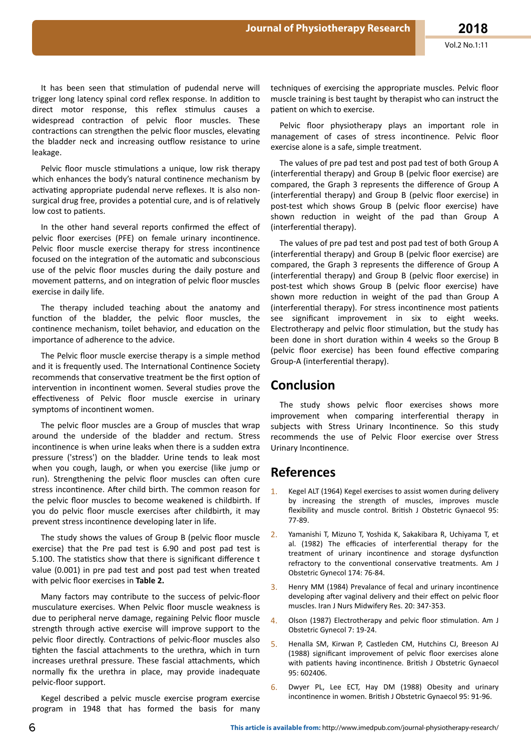It has been seen that stimulation of pudendal nerve will trigger long latency spinal cord reflex response. In addition to direct motor response, this reflex stimulus causes a widespread contraction of pelvic floor muscles. These contractions can strengthen the pelvic floor muscles, elevating the bladder neck and increasing outflow resistance to urine leakage.

Pelvic floor muscle stimulations a unique, low risk therapy which enhances the body's natural continence mechanism by activating appropriate pudendal nerve reflexes. It is also non-surgical drug free, provides a potential cure, and is of relatively low cost to patients.

In the other hand several reports confirmed the effect of pelvic floor exercises (PFE) on female urinary incontinence. Pelvic floor muscle exercise therapy for stress incontinence focused on the integration of the automatic and subconscious use of the pelvic floor muscles during the daily posture and movement patterns, and on integration of pelvic floor muscles exercise in daily life.

The therapy included teaching about the anatomy and function of the bladder, the pelvic floor muscles, the continence mechanism, toilet behavior, and education on the importance of adherence to the advice.

The Pelvic floor muscle exercise therapy is a simple method and it is frequently used. The International Continence Society recommends that conservative treatment be the first option of intervention in incontinent women. Several studies prove the effectiveness of Pelvic floor muscle exercise in urinary symptoms of incontinent women.

The pelvic floor muscles are a Group of muscles that wrap around the underside of the bladder and rectum. Stress incontinence is when urine leaks when there is a sudden extra pressure ('stress') on the bladder. Urine tends to leak most when you cough, laugh, or when you exercise (like jump or run). Strengthening the pelvic floor muscles can often cure stress incontinence. After child birth. The common reason for the pelvic floor muscles to become weakened is childbirth. If you do pelvic floor muscle exercises after childbirth, it may prevent stress incontinence developing later in life.

The study shows the values of Group B (pelvic floor muscle exercise) that the Pre pad test is 6.90 and post pad test is 5.100. The statistics show that there is significant difference t value (0.001) in pre pad test and post pad test when treated with pelvic floor exercises in **Table 2.**

Many factors may contribute to the success of pelvic-floor musculature exercises. When Pelvic floor muscle weakness is due to peripheral nerve damage, regaining Pelvic floor muscle strength through active exercise will improve support to the pelvic floor directly. Contractions of pelvic-floor muscles also tighten the fascial attachments to the urethra, which in turn increases urethral pressure. These fascial attachments, which normally fix the urethra in place, may provide inadequate pelvic-floor support.

Kegel described a pelvic muscle exercise program exercise program in 1948 that has formed the basis for many techniques of exercising the appropriate muscles. Pelvic floor muscle training is best taught by therapist who can instruct the patient on which to exercise.

Pelvic floor physiotherapy plays an important role in management of cases of stress incontinence. Pelvic floor exercise alone is a safe, simple treatment.

The values of pre pad test and post pad test of both Group A (interferential therapy) and Group B (pelvic floor exercise) are compared, the Graph 3 represents the difference of Group A (interferential therapy) and Group B (pelvic floor exercise) in post-test which shows Group B (pelvic floor exercise) have shown reduction in weight of the pad than Group A (interferential therapy).

The values of pre pad test and post pad test of both Group A (interferential therapy) and Group B (pelvic floor exercise) are compared, the Graph 3 represents the difference of Group A (interferential therapy) and Group B (pelvic floor exercise) in post-test which shows Group B (pelvic floor exercise) have shown more reduction in weight of the pad than Group A (interferential therapy). For stress incontinence most patients see significant improvement in six to eight weeks. Electrotherapy and pelvic floor stimulation, but the study has been done in short duration within 4 weeks so the Group B (pelvic floor exercise) has been found effective comparing Group-A (interferential therapy).

## Conclusion

The study shows pelvic floor exercises shows more improvement when comparing interferential therapy in subjects with Stress Urinary Incontinence. So this study recommends the use of Pelvic Floor exercise over Stress Urinary Incontinence.

## References

1. Kegel ALT (1964) Kegel exercises to assist women during delivery by increasing the strength of muscles, improves muscle flexibility and muscle control. British J Obstetric Gynaecol 95: 77-89.
2. Yamanishi T, Mizuno T, Yoshida K, Sakakibara R, Uchiyama T, et al. (1982) The efficacies of interferential therapy for the treatment of urinary incontinence and storage dysfunction refractory to the conventional conservative treatments. Am J Obstetric Gynecol 174: 76-84.
3. Henry MM (1984) Prevalance of fecal and urinary incontinence developing after vaginal delivery and their effect on pelvic floor muscles. Iran J Nurs Midwifery Res. 20: 347-353.
4. Olson (1987) Electrotherapy and pelvic floor stimulation. Am J Obstetric Gynecol 7: 19-24.
5. Henalla SM, Kirwan P, Castleden CM, Hutchins CJ, Breeson AJ (1988) significant improvement of pelvic floor exercises alone with patients having incontinence. British J Obstetric Gynaecol 95: 602406.
6. Dwyer PL, Lee ECT, Hay DM (1988) Obesity and urinary incontinence in women. British J Obstetric Gynaecol 95: 91-96.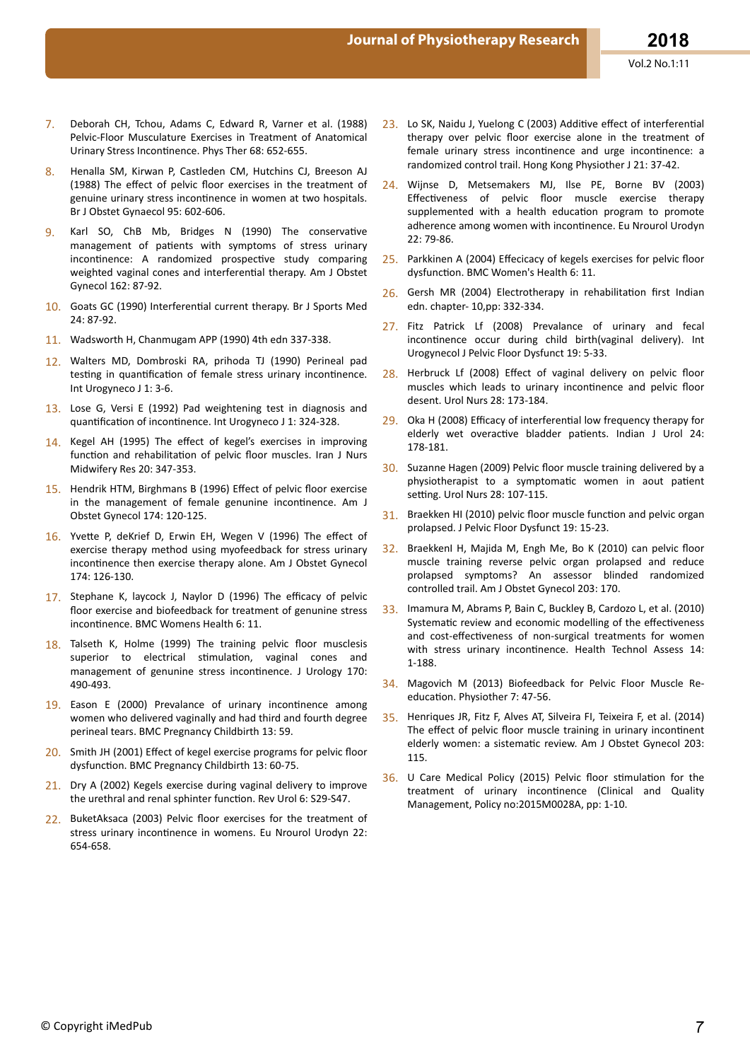7. Deborah CH, Tchou, Adams C, Edward R, Varner et al. (1988) Pelvic-Floor Musculature Exercises in Treatment of Anatomical Urinary Stress Incontinence. Phys Ther 68: 652-655.

8. Henalla SM, Kirwan P, Castleden CM, Hutchins CJ, Breeson AJ (1988) The effect of pelvic floor exercises in the treatment of genuine urinary stress incontinence in women at two hospitals. Br J Obstet Gynaecol 95: 602-606.

9. Karl SO, ChB Mb, Bridges N (1990) The conservative management of patients with symptoms of stress urinary incontinence: A randomized prospective study comparing weighted vaginal cones and interferential therapy. Am J Obstet Gynecol 162: 87-92.

10. Goats GC (1990) Interferential current therapy. Br J Sports Med 24: 87-92.

11. Wadsworth H, Chanmugam APP (1990) 4th edn 337-338.

12. Walters MD, Dombroski RA, prihoda TJ (1990) Perineal pad testing in quantification of female stress urinary incontinence. Int Urogyneco J 1: 3-6.

13. Lose G, Versi E (1992) Pad weightening test in diagnosis and quantification of incontinence. Int Urogyneco J 1: 324-328.

14. Kegel AH (1995) The effect of kegel's exercises in improving function and rehabilitation of pelvic floor muscles. Iran J Nurs Midwifery Res 20: 347-353.

15. Hendrik HTM, Birghmans B (1996) Effect of pelvic floor exercise in the management of female genunine incontinence. Am J Obstet Gynecol 174: 120-125.

16. Yvette P, deKrief D, Erwin EH, Wegen V (1996) The effect of exercise therapy method using myofeedback for stress urinary incontinence then exercise therapy alone. Am J Obstet Gynecol 174: 126-130.

17. Stephane K, laycock J, Naylor D (1996) The efficacy of pelvic floor exercise and biofeedback for treatment of genuine stress incontinence. BMC Womens Health 6: 11.

18. Talseth K, Holme (1999) The training pelvic floor musclesis superior to electrical stimulation, vaginal cones and management of genunine stress incontinence. J Urology 170: 490-493.

19. Eason E (2000) Prevalance of urinary incontinence among women who delivered vaginally and had third and fourth degree perineal tears. BMC Pregnancy Childbirth 13: 59.

20. Smith JH (2001) Effect of kegel exercise programs for pelvic floor dysfunction. BMC Pregnancy Childbirth 13: 60-75.

21. Dry A (2002) Kegels exercise during vaginal delivery to improve the urethral and renal sphinter function. Rev Urol 6: S29-S47.

22. BuketAksaca (2003) Pelvic floor exercises for the treatment of stress urinary incontinence in womens. Eu Nrourol Urodyn 22: 654-658.

23. Lo SK, Naidu J, Yuelong C (2003) Additive effect of interferential therapy over pelvic floor exercise alone in the treatment of female urinary stress incontinence and urge incontinence: a randomized control trail. Hong Kong Physiother J 21: 37-42.

24. Wijnse D, Metsemakers MJ, Ilse PE, Borne BV (2003) Effectiveness of pelvic floor muscle exercise therapy supplemented with a health education program to promote adherence among women with incontinence. Eu Nrourol Urodyn 22: 79-86.

25. Parkkinen A (2004) Effecicacy of kegels exercises for pelvic floor dysfunction. BMC Women's Health 6: 11.

26. Gersh MR (2004) Electrotherapy in rehabilitation first Indian edn. chapter- 10,pp: 332-334.

27. Fitz Patrick Lf (2008) Prevalance of urinary and fecal incontinence occur during child birth(vaginal delivery). Int Urogynecol J Pelvic Floor Dysfunct 19: 5-33.

28. Herbruck Lf (2008) Effect of vaginal delivery on pelvic floor muscles which leads to urinary incontinence and pelvic floor desent. Urol Nurs 28: 173-184.

29. Oka H (2008) Efficacy of interferential low frequency therapy for elderly wet overactive bladder patients. Indian J Urol 24: 178-181.

30. Suzanne Hagen (2009) Pelvic floor muscle training delivered by a physiotherapist to a symptomatic women in aout patient setting. Urol Nurs 28: 107-115.

31. Braekken HI (2010) pelvic floor muscle function and pelvic organ prolapsed. J Pelvic Floor Dysfunct 19: 15-23.

32. BraekkenI H, Majida M, Engh Me, Bo K (2010) can pelvic floor muscle training reverse pelvic organ prolapsed and reduce prolapsed symptoms? An assessor blinded randomized controlled trail. Am J Obstet Gynecol 203: 170.

33. Imamura M, Abrams P, Bain C, Buckley B, Cardozo L, et al. (2010) Systematic review and economic modelling of the effectiveness and cost-effectiveness of non-surgical treatments for women with stress urinary incontinence. Health Technol Assess 14: 1-188.

34. Magovich M (2013) Biofeedback for Pelvic Floor Muscle Re-education. Physiother 7: 47-56.

35. Henriques JR, Fitz F, Alves AT, Silveira FI, Teixeira F, et al. (2014) The effect of pelvic floor muscle training in urinary incontinent elderly women: a sistematic review. Am J Obstet Gynecol 203: 115.

36. U Care Medical Policy (2015) Pelvic floor stimulation for the treatment of urinary incontinence (Clinical and Quality Management, Policy no:2015M0028A, pp: 1-10.